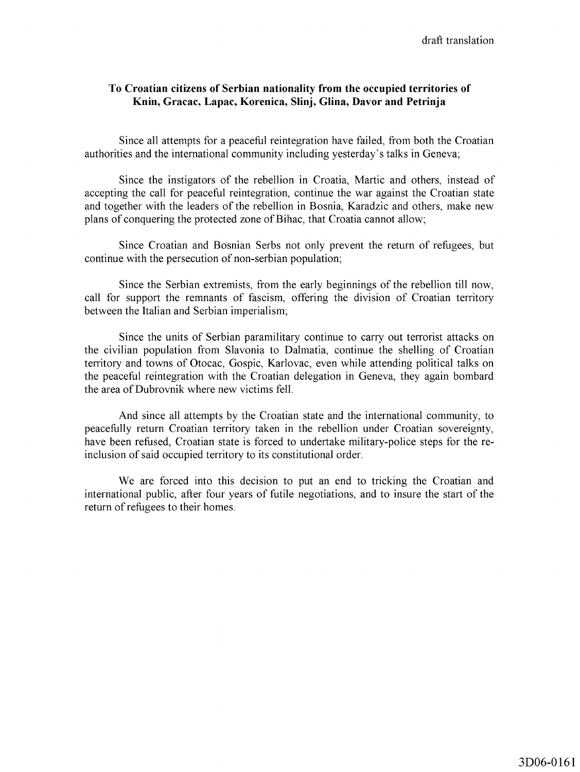draft translation

**To Croatian citizens of Serbian nationality from the occupied territories of Knin, Gracac, Lapac, Korenica, Slinj, Glina, Davor and Petrinja**

Since all attempts for a peaceful reintegration have failed, from both the Croatian authorities and the international community including yesterday's talks in Geneva;

Since the instigators of the rebellion in Croatia, Martic and others, instead of accepting the call for peaceful reintegration, continue the war against the Croatian state and together with the leaders of the rebellion in Bosnia, Karadzic and others, make new plans of conquering the protected zone of Bihac, that Croatia cannot allow;

Since Croatian and Bosnian Serbs not only prevent the return of refugees, but continue with the persecution of non-serbian population;

Since the Serbian extremists, from the early beginnings of the rebellion till now, call for support the remnants of fascism, offering the division of Croatian territory between the Italian and Serbian imperialism;

Since the units of Serbian paramilitary continue to carry out terrorist attacks on the civilian population from Slavonia to Dalmatia, continue the shelling of Croatian territory and towns of Otocac, Gospic, Karlovac, even while attending political talks on the peaceful reintegration with the Croatian delegation in Geneva, they again bombard the area of Dubrovnik where new victims fell.

And since all attempts by the Croatian state and the international community, to peacefully return Croatian territory taken in the rebellion under Croatian sovereignty, have been refused, Croatian state is forced to undertake military-police steps for the re-inclusion of said occupied territory to its constitutional order.

We are forced into this decision to put an end to tricking the Croatian and international public, after four years of futile negotiations, and to insure the start of the return of refugees to their homes.

3D06-0161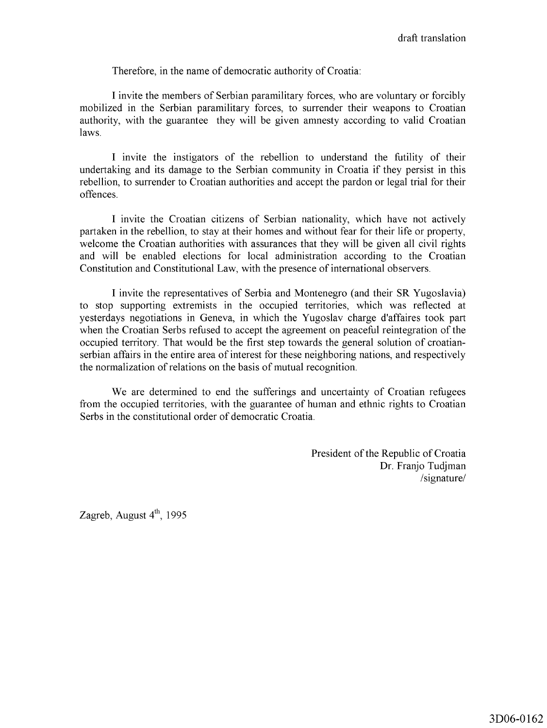draft translation

Therefore, in the name of democratic authority of Croatia:

I invite the members of Serbian paramilitary forces, who are voluntary or forcibly mobilized in the Serbian paramilitary forces, to surrender their weapons to Croatian authority, with the guarantee they will be given amnesty according to valid Croatian laws.

I invite the instigators of the rebellion to understand the futility of their undertaking and its damage to the Serbian community in Croatia if they persist in this rebellion, to surrender to Croatian authorities and accept the pardon or legal trial for their offences.

I invite the Croatian citizens of Serbian nationality, which have not actively partaken in the rebellion, to stay at their homes and without fear for their life or property, welcome the Croatian authorities with assurances that they will be given all civil rights and will be enabled elections for local administration according to the Croatian Constitution and Constitutional Law, with the presence of international observers.

I invite the representatives of Serbia and Montenegro (and their SR Yugoslavia) to stop supporting extremists in the occupied territories, which was reflected at yesterdays negotiations in Geneva, in which the Yugoslav charge d'affaires took part when the Croatian Serbs refused to accept the agreement on peaceful reintegration of the occupied territory. That would be the first step towards the general solution of croatian-serbian affairs in the entire area of interest for these neighboring nations, and respectively the normalization of relations on the basis of mutual recognition.

We are determined to end the sufferings and uncertainty of Croatian refugees from the occupied territories, with the guarantee of human and ethnic rights to Croatian Serbs in the constitutional order of democratic Croatia.

President of the Republic of Croatia
Dr. Franjo Tudjman
/signature/

Zagreb, August 4th, 1995

3D06-0162